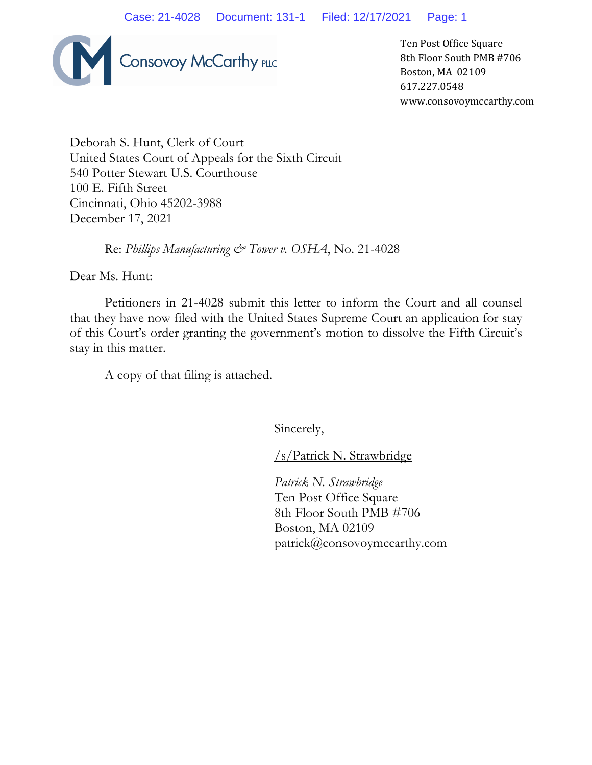Consovoy McCarthy PLLC

Ten Post Office Square
8th Floor South PMB #706
Boston, MA 02109
617.227.0548
www.consovoymccarthy.com

Deborah S. Hunt, Clerk of Court
United States Court of Appeals for the Sixth Circuit
540 Potter Stewart U.S. Courthouse
100 E. Fifth Street
Cincinnati, Ohio 45202-3988
December 17, 2021

Re: *Phillips Manufacturing & Tower v. OSHA*, No. 21-4028

Dear Ms. Hunt:

Petitioners in 21-4028 submit this letter to inform the Court and all counsel that they have now filed with the United States Supreme Court an application for stay of this Court's order granting the government's motion to dissolve the Fifth Circuit's stay in this matter.

A copy of that filing is attached.

Sincerely,

/s/Patrick N. Strawbridge

*Patrick N. Strawbridge*
Ten Post Office Square
8th Floor South PMB #706
Boston, MA 02109
patrick@consovoymccarthy.com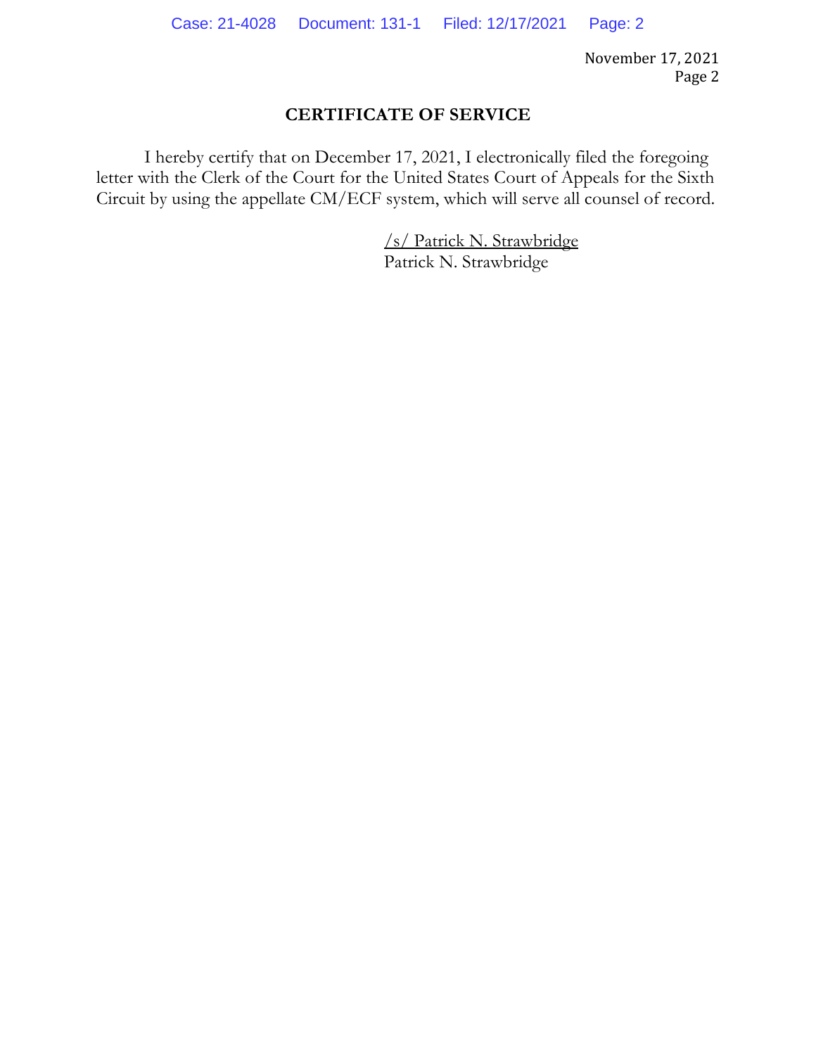# CERTIFICATE OF SERVICE

I hereby certify that on December 17, 2021, I electronically filed the foregoing letter with the Clerk of the Court for the United States Court of Appeals for the Sixth Circuit by using the appellate CM/ECF system, which will serve all counsel of record.

/s/ Patrick N. Strawbridge
Patrick N. Strawbridge